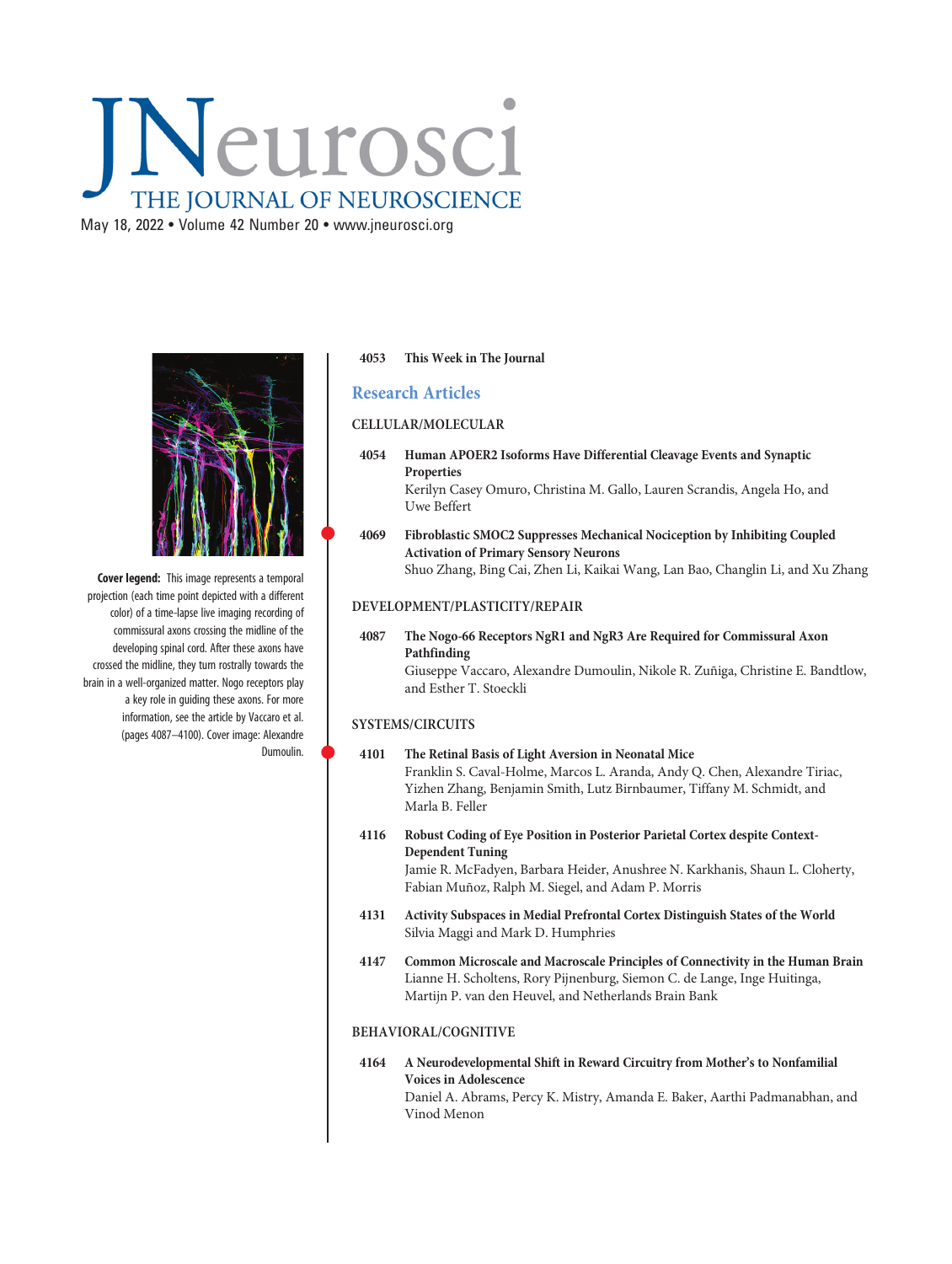# JNeurosci

## THE JOURNAL OF NEUROSCIENCE

May 18, 2022 • Volume 42 Number 20 • www.jneurosci.org

**Cover legend:** This image represents a temporal projection (each time point depicted with a different color) of a time-lapse live imaging recording of commissural axons crossing the midline of the developing spinal cord. After these axons have crossed the midline, they turn rostrally towards the brain in a well-organized matter. Nogo receptors play a key role in guiding these axons. For more information, see the article by Vaccaro et al. (pages 4087–4100). Cover image: Alexandre Dumoulin.

**4053 This Week in The Journal**

## Research Articles

### CELLULAR/MOLECULAR

**4054 Human APOER2 Isoforms Have Differential Cleavage Events and Synaptic Properties**
Kerilyn Casey Omuro, Christina M. Gallo, Lauren Scrandis, Angela Ho, and Uwe Beffert

**4069 Fibroblastic SMOC2 Suppresses Mechanical Nociception by Inhibiting Coupled Activation of Primary Sensory Neurons**
Shuo Zhang, Bing Cai, Zhen Li, Kaikai Wang, Lan Bao, Changlin Li, and Xu Zhang

### DEVELOPMENT/PLASTICITY/REPAIR

**4087 The Nogo-66 Receptors NgR1 and NgR3 Are Required for Commissural Axon Pathfinding**
Giuseppe Vaccaro, Alexandre Dumoulin, Nikole R. Zuñiga, Christine E. Bandtlow, and Esther T. Stoeckli

### SYSTEMS/CIRCUITS

**4101 The Retinal Basis of Light Aversion in Neonatal Mice**
Franklin S. Caval-Holme, Marcos L. Aranda, Andy Q. Chen, Alexandre Tiriac, Yizhen Zhang, Benjamin Smith, Lutz Birnbaumer, Tiffany M. Schmidt, and Marla B. Feller

**4116 Robust Coding of Eye Position in Posterior Parietal Cortex despite Context-Dependent Tuning**
Jamie R. McFadyen, Barbara Heider, Anushree N. Karkhanis, Shaun L. Cloherty, Fabian Muñoz, Ralph M. Siegel, and Adam P. Morris

**4131 Activity Subspaces in Medial Prefrontal Cortex Distinguish States of the World**
Silvia Maggi and Mark D. Humphries

**4147 Common Microscale and Macroscale Principles of Connectivity in the Human Brain**
Lianne H. Scholtens, Rory Pijnenburg, Siemon C. de Lange, Inge Huitinga, Martijn P. van den Heuvel, and Netherlands Brain Bank

### BEHAVIORAL/COGNITIVE

**4164 A Neurodevelopmental Shift in Reward Circuitry from Mother's to Nonfamilial Voices in Adolescence**
Daniel A. Abrams, Percy K. Mistry, Amanda E. Baker, Aarthi Padmanabhan, and Vinod Menon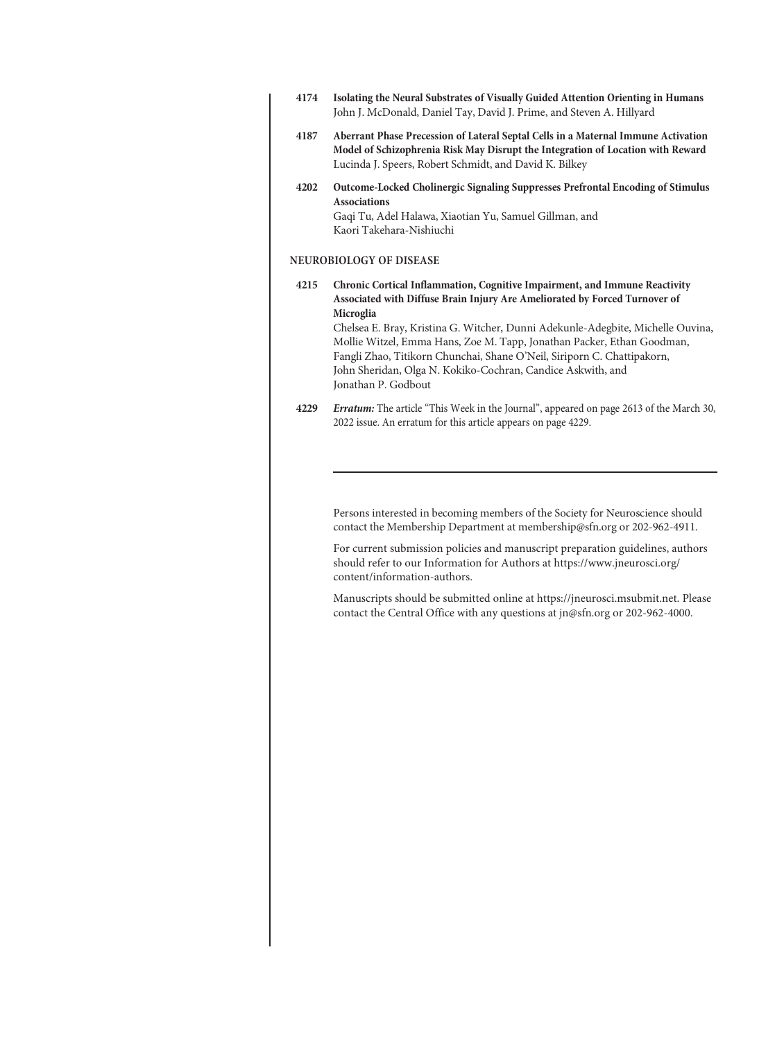**4174** **Isolating the Neural Substrates of Visually Guided Attention Orienting in Humans**
John J. McDonald, Daniel Tay, David J. Prime, and Steven A. Hillyard

**4187** **Aberrant Phase Precession of Lateral Septal Cells in a Maternal Immune Activation Model of Schizophrenia Risk May Disrupt the Integration of Location with Reward**
Lucinda J. Speers, Robert Schmidt, and David K. Bilkey

**4202** **Outcome-Locked Cholinergic Signaling Suppresses Prefrontal Encoding of Stimulus Associations**
Gaqi Tu, Adel Halawa, Xiaotian Yu, Samuel Gillman, and Kaori Takehara-Nishiuchi

## NEUROBIOLOGY OF DISEASE

**4215** **Chronic Cortical Inflammation, Cognitive Impairment, and Immune Reactivity Associated with Diffuse Brain Injury Are Ameliorated by Forced Turnover of Microglia**
Chelsea E. Bray, Kristina G. Witcher, Dunni Adekunle-Adegbite, Michelle Ouvina, Mollie Witzel, Emma Hans, Zoe M. Tapp, Jonathan Packer, Ethan Goodman, Fangli Zhao, Titikorn Chunchai, Shane O'Neil, Siriporn C. Chattipakorn, John Sheridan, Olga N. Kokiko-Cochran, Candice Askwith, and Jonathan P. Godbout

**4229** ***Erratum:*** The article "This Week in the Journal", appeared on page 2613 of the March 30, 2022 issue. An erratum for this article appears on page 4229.

---

Persons interested in becoming members of the Society for Neuroscience should contact the Membership Department at membership@sfn.org or 202-962-4911.

For current submission policies and manuscript preparation guidelines, authors should refer to our Information for Authors at https://www.jneurosci.org/content/information-authors.

Manuscripts should be submitted online at https://jneurosci.msubmit.net. Please contact the Central Office with any questions at jn@sfn.org or 202-962-4000.